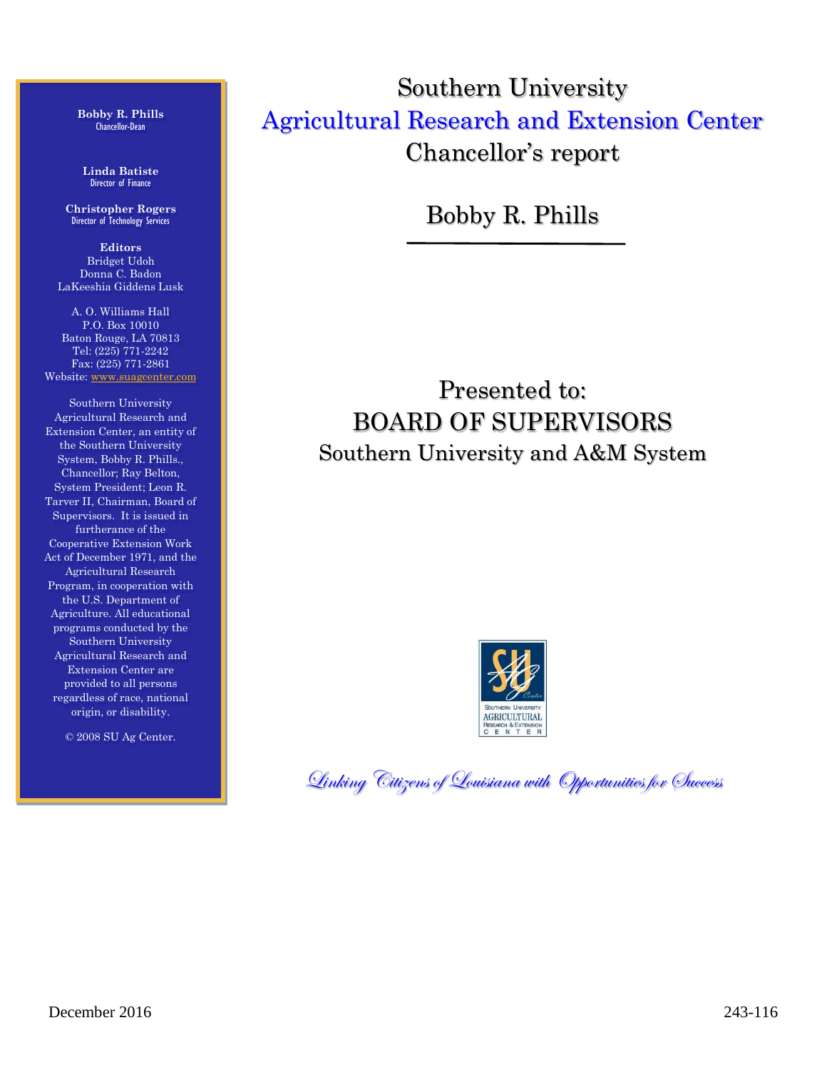# Southern University
# Agricultural Research and Extension Center
# Chancellor's report

## Bobby R. Phills

## Presented to:
## BOARD OF SUPERVISORS
### Southern University and A&M System

*Linking Citizens of Louisiana with Opportunities for Success*

**Bobby R. Phills**
Chancellor-Dean

**Linda Batiste**
Director of Finance

**Christopher Rogers**
Director of Technology Services

**Editors**
Bridget Udoh
Donna C. Badon
LaKeeshia Giddens Lusk

A. O. Williams Hall
P.O. Box 10010
Baton Rouge, LA 70813
Tel: (225) 771-2242
Fax: (225) 771-2861
Website: www.suagcenter.com

Southern University Agricultural Research and Extension Center, an entity of the Southern University System, Bobby R. Phills., Chancellor; Ray Belton, System President; Leon R. Tarver II, Chairman, Board of Supervisors. It is issued in furtherance of the Cooperative Extension Work Act of December 1971, and the Agricultural Research Program, in cooperation with the U.S. Department of Agriculture. All educational programs conducted by the Southern University Agricultural Research and Extension Center are provided to all persons regardless of race, national origin, or disability.

© 2008 SU Ag Center.

December 2016

243-116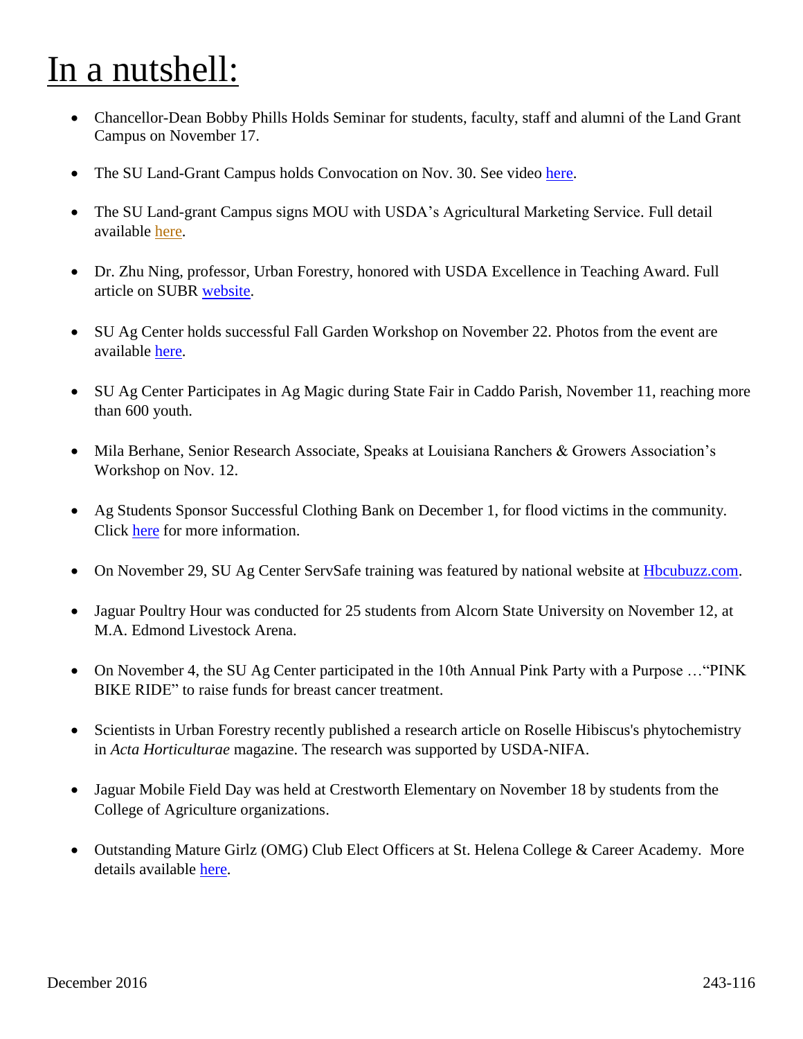# In a nutshell:

- Chancellor-Dean Bobby Phills Holds Seminar for students, faculty, staff and alumni of the Land Grant Campus on November 17.
- The SU Land-Grant Campus holds Convocation on Nov. 30. See video here.
- The SU Land-grant Campus signs MOU with USDA's Agricultural Marketing Service. Full detail available here.
- Dr. Zhu Ning, professor, Urban Forestry, honored with USDA Excellence in Teaching Award. Full article on SUBR website.
- SU Ag Center holds successful Fall Garden Workshop on November 22. Photos from the event are available here.
- SU Ag Center Participates in Ag Magic during State Fair in Caddo Parish, November 11, reaching more than 600 youth.
- Mila Berhane, Senior Research Associate, Speaks at Louisiana Ranchers & Growers Association's Workshop on Nov. 12.
- Ag Students Sponsor Successful Clothing Bank on December 1, for flood victims in the community. Click here for more information.
- On November 29, SU Ag Center ServSafe training was featured by national website at Hbcubuzz.com.
- Jaguar Poultry Hour was conducted for 25 students from Alcorn State University on November 12, at M.A. Edmond Livestock Arena.
- On November 4, the SU Ag Center participated in the 10th Annual Pink Party with a Purpose …"PINK BIKE RIDE" to raise funds for breast cancer treatment.
- Scientists in Urban Forestry recently published a research article on Roselle Hibiscus's phytochemistry in *Acta Horticulturae* magazine. The research was supported by USDA-NIFA.
- Jaguar Mobile Field Day was held at Crestworth Elementary on November 18 by students from the College of Agriculture organizations.
- Outstanding Mature Girlz (OMG) Club Elect Officers at St. Helena College & Career Academy. More details available here.

December 2016 243-116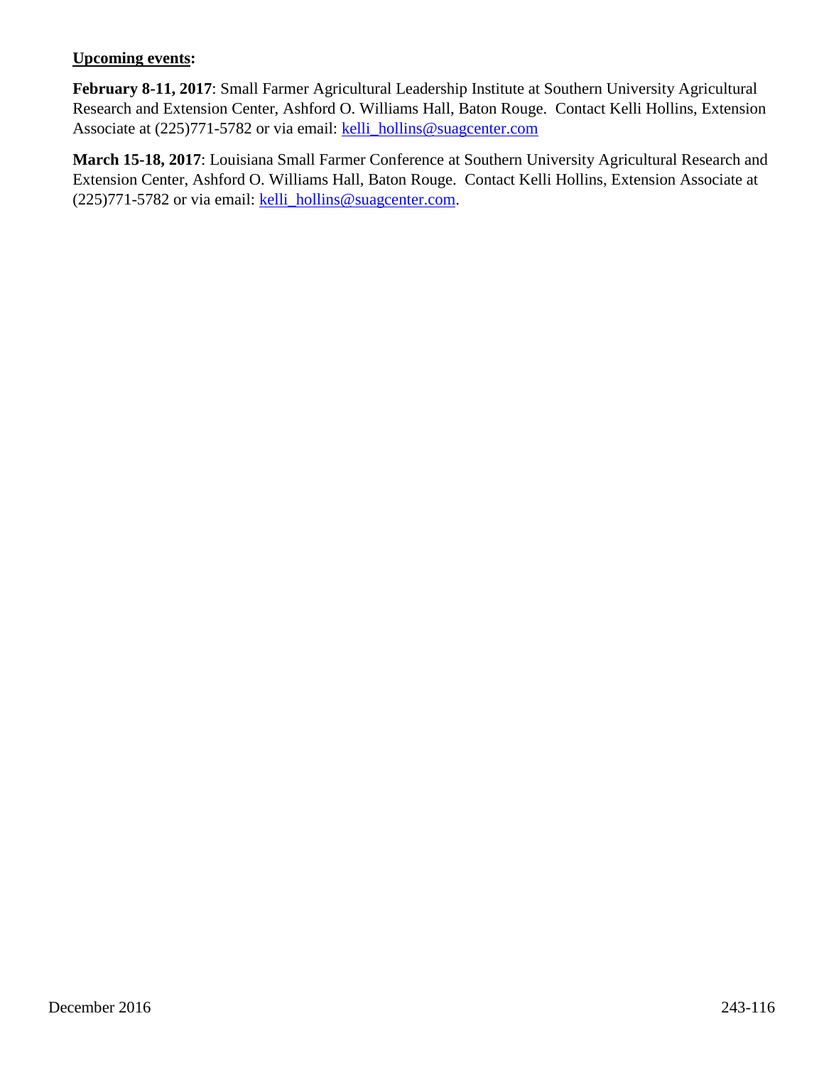**<u>Upcoming events</u>:**

**February 8-11, 2017**: Small Farmer Agricultural Leadership Institute at Southern University Agricultural Research and Extension Center, Ashford O. Williams Hall, Baton Rouge. Contact Kelli Hollins, Extension Associate at (225)771-5782 or via email: kelli_hollins@suagcenter.com

**March 15-18, 2017**: Louisiana Small Farmer Conference at Southern University Agricultural Research and Extension Center, Ashford O. Williams Hall, Baton Rouge. Contact Kelli Hollins, Extension Associate at (225)771-5782 or via email: kelli_hollins@suagcenter.com.

December 2016 243-116